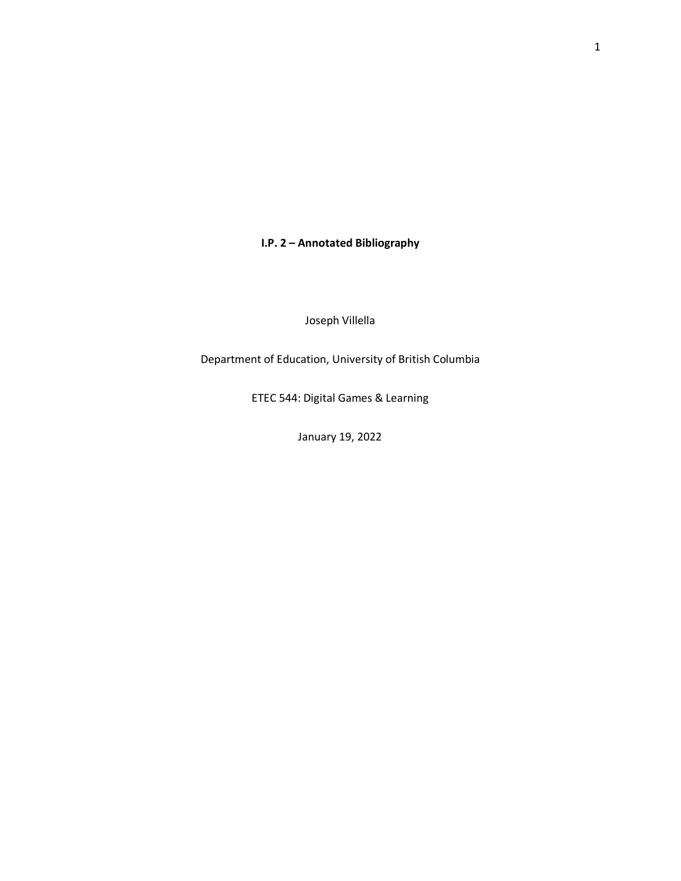**I.P. 2 – Annotated Bibliography**

Joseph Villella

Department of Education, University of British Columbia

ETEC 544: Digital Games & Learning

January 19, 2022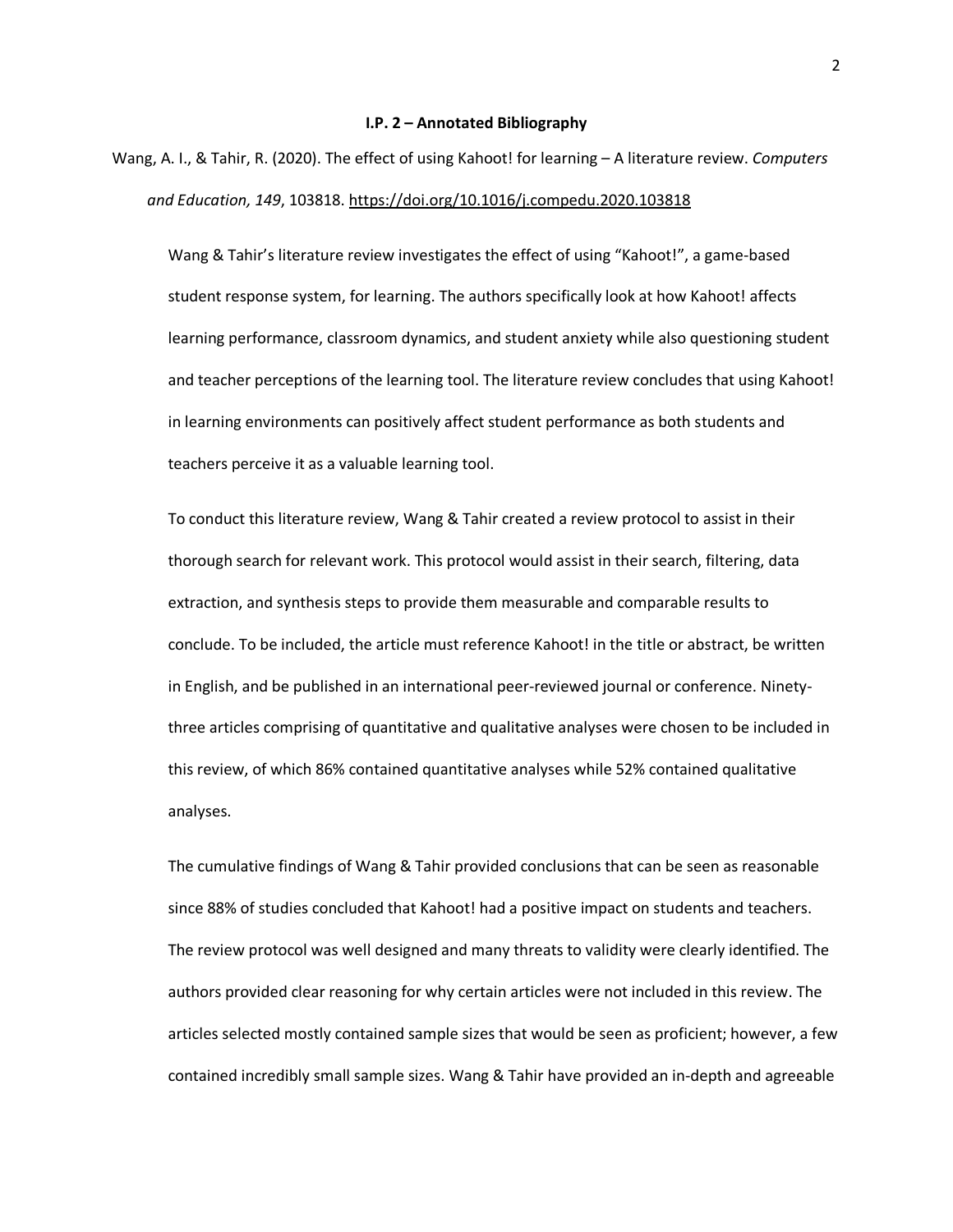**I.P. 2 – Annotated Bibliography**

Wang, A. I., & Tahir, R. (2020). The effect of using Kahoot! for learning – A literature review. *Computers and Education, 149*, 103818. https://doi.org/10.1016/j.compedu.2020.103818

Wang & Tahir's literature review investigates the effect of using "Kahoot!", a game-based student response system, for learning. The authors specifically look at how Kahoot! affects learning performance, classroom dynamics, and student anxiety while also questioning student and teacher perceptions of the learning tool. The literature review concludes that using Kahoot! in learning environments can positively affect student performance as both students and teachers perceive it as a valuable learning tool.

To conduct this literature review, Wang & Tahir created a review protocol to assist in their thorough search for relevant work. This protocol would assist in their search, filtering, data extraction, and synthesis steps to provide them measurable and comparable results to conclude. To be included, the article must reference Kahoot! in the title or abstract, be written in English, and be published in an international peer-reviewed journal or conference. Ninety-three articles comprising of quantitative and qualitative analyses were chosen to be included in this review, of which 86% contained quantitative analyses while 52% contained qualitative analyses.

The cumulative findings of Wang & Tahir provided conclusions that can be seen as reasonable since 88% of studies concluded that Kahoot! had a positive impact on students and teachers. The review protocol was well designed and many threats to validity were clearly identified. The authors provided clear reasoning for why certain articles were not included in this review. The articles selected mostly contained sample sizes that would be seen as proficient; however, a few contained incredibly small sample sizes. Wang & Tahir have provided an in-depth and agreeable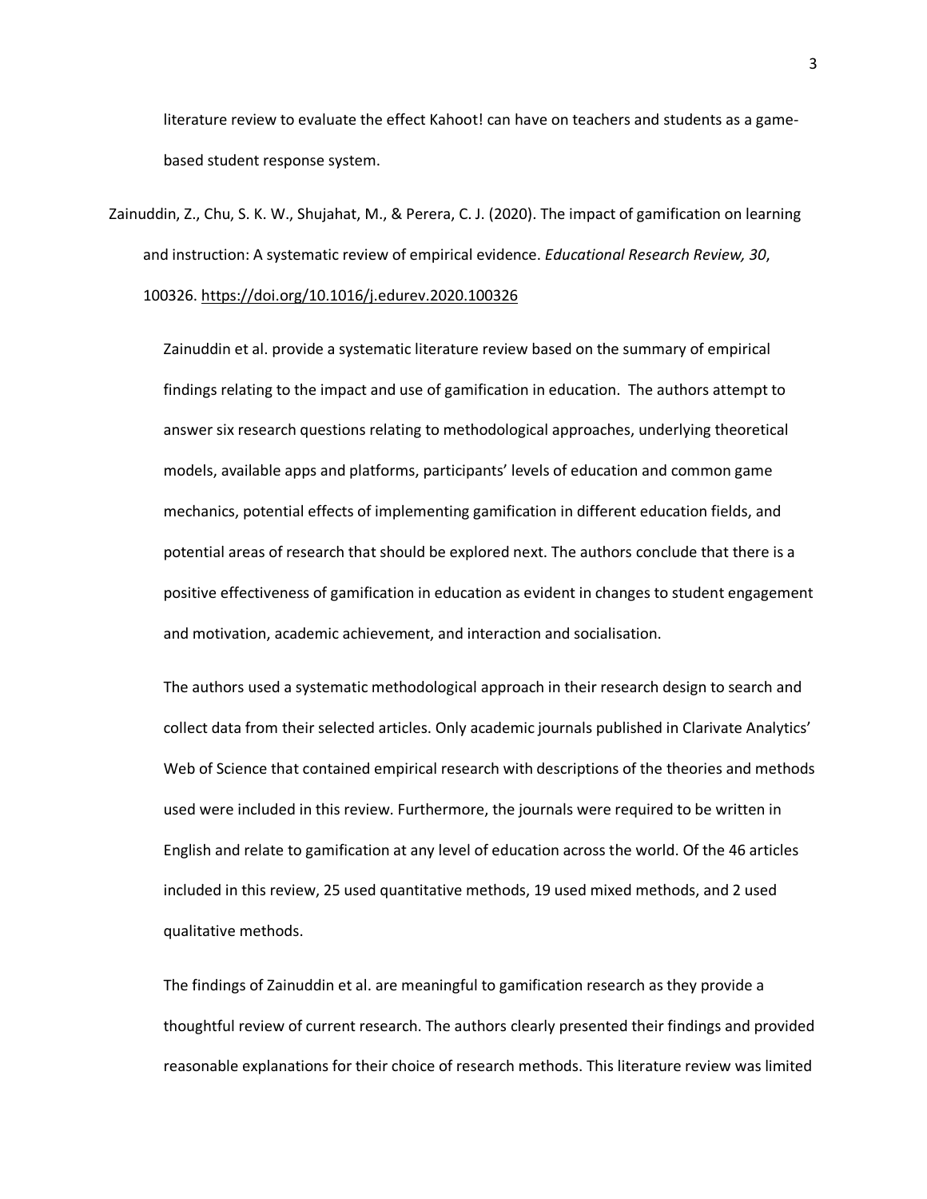literature review to evaluate the effect Kahoot! can have on teachers and students as a game-based student response system.

Zainuddin, Z., Chu, S. K. W., Shujahat, M., & Perera, C. J. (2020). The impact of gamification on learning and instruction: A systematic review of empirical evidence. *Educational Research Review, 30*, 100326. https://doi.org/10.1016/j.edurev.2020.100326

Zainuddin et al. provide a systematic literature review based on the summary of empirical findings relating to the impact and use of gamification in education. The authors attempt to answer six research questions relating to methodological approaches, underlying theoretical models, available apps and platforms, participants' levels of education and common game mechanics, potential effects of implementing gamification in different education fields, and potential areas of research that should be explored next. The authors conclude that there is a positive effectiveness of gamification in education as evident in changes to student engagement and motivation, academic achievement, and interaction and socialisation.

The authors used a systematic methodological approach in their research design to search and collect data from their selected articles. Only academic journals published in Clarivate Analytics' Web of Science that contained empirical research with descriptions of the theories and methods used were included in this review. Furthermore, the journals were required to be written in English and relate to gamification at any level of education across the world. Of the 46 articles included in this review, 25 used quantitative methods, 19 used mixed methods, and 2 used qualitative methods.

The findings of Zainuddin et al. are meaningful to gamification research as they provide a thoughtful review of current research. The authors clearly presented their findings and provided reasonable explanations for their choice of research methods. This literature review was limited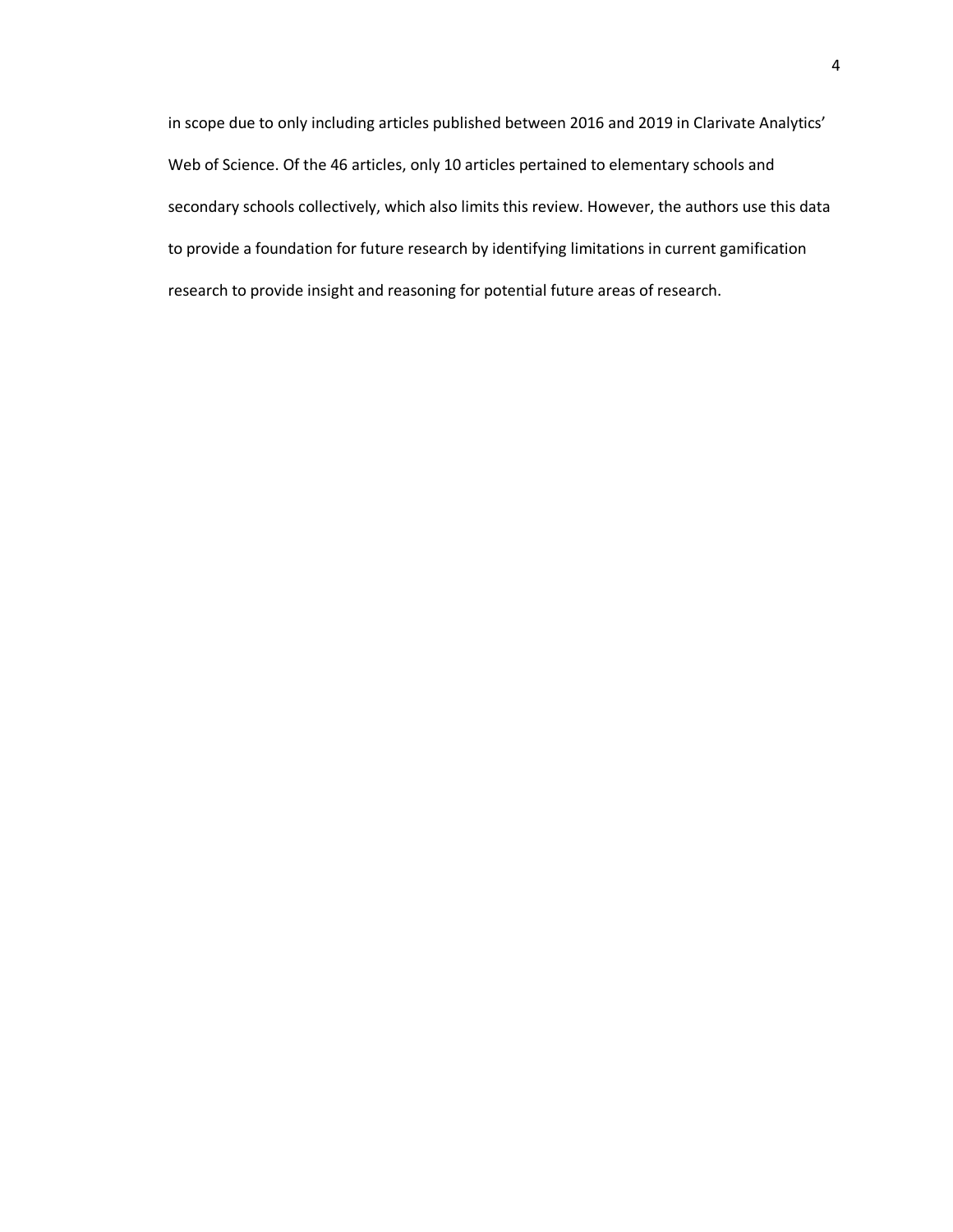in scope due to only including articles published between 2016 and 2019 in Clarivate Analytics' Web of Science. Of the 46 articles, only 10 articles pertained to elementary schools and secondary schools collectively, which also limits this review. However, the authors use this data to provide a foundation for future research by identifying limitations in current gamification research to provide insight and reasoning for potential future areas of research.